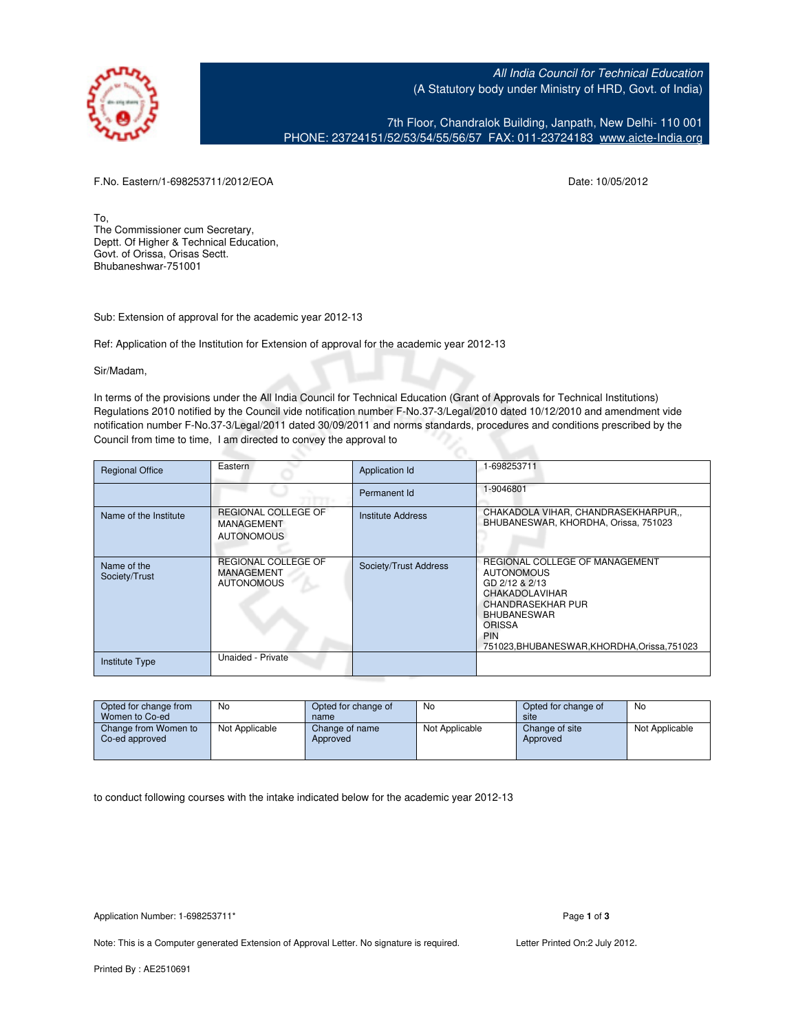All India Council for Technical Education
(A Statutory body under Ministry of HRD, Govt. of India)

7th Floor, Chandralok Building, Janpath, New Delhi- 110 001
PHONE: 23724151/52/53/54/55/56/57 FAX: 011-23724183 www.aicte-India.org

F.No. Eastern/1-698253711/2012/EOA

Date: 10/05/2012

To,
The Commissioner cum Secretary,
Deptt. Of Higher & Technical Education,
Govt. of Orissa, Orisas Sectt.
Bhubaneshwar-751001

Sub: Extension of approval for the academic year 2012-13

Ref: Application of the Institution for Extension of approval for the academic year 2012-13

Sir/Madam,

In terms of the provisions under the All India Council for Technical Education (Grant of Approvals for Technical Institutions) Regulations 2010 notified by the Council vide notification number F-No.37-3/Legal/2010 dated 10/12/2010 and amendment vide notification number F-No.37-3/Legal/2011 dated 30/09/2011 and norms standards, procedures and conditions prescribed by the Council from time to time, I am directed to convey the approval to

| Regional Office | Eastern | Application Id | 1-698253711 |
|---|---|---|---|
| | | Permanent Id | 1-9046801 |
| Name of the Institute | REGIONAL COLLEGE OF MANAGEMENT AUTONOMOUS | Institute Address | CHAKADOLA VIHAR, CHANDRASEKHARPUR,, BHUBANESWAR, KHORDHA, Orissa, 751023 |
| Name of the Society/Trust | REGIONAL COLLEGE OF MANAGEMENT AUTONOMOUS | Society/Trust Address | REGIONAL COLLEGE OF MANAGEMENT AUTONOMOUS GD 2/12 & 2/13 CHAKADOLAVIHAR CHANDRASEKHAR PUR BHUBANESWAR ORISSA PIN 751023,BHUBANESWAR,KHORDHA,Orissa,751023 |
| Institute Type | Unaided - Private | | |

| Opted for change from Women to Co-ed | No | Opted for change of name | No | Opted for change of site | No |
|---|---|---|---|---|---|
| Change from Women to Co-ed approved | Not Applicable | Change of name Approved | Not Applicable | Change of site Approved | Not Applicable |

to conduct following courses with the intake indicated below for the academic year 2012-13

Application Number: 1-698253711*

Note: This is a Computer generated Extension of Approval Letter. No signature is required.

Letter Printed On:2 July 2012.

Printed By : AE2510691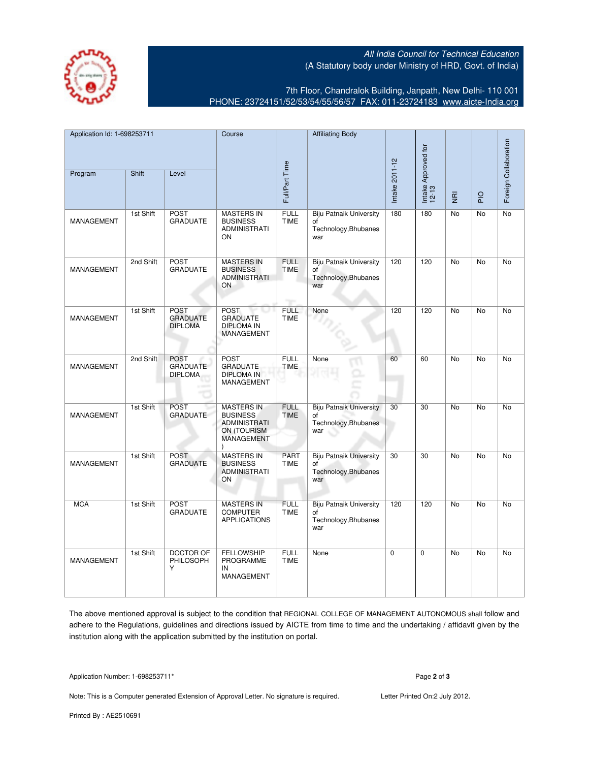All India Council for Technical Education
(A Statutory body under Ministry of HRD, Govt. of India)

7th Floor, Chandralok Building, Janpath, New Delhi- 110 001
PHONE: 23724151/52/53/54/55/56/57 FAX: 011-23724183 www.aicte-India.org

| Application Id: 1-698253711 | | | Course | Full/Part Time | Affiliating Body | Intake 2011-12 | Intake Approved for 12-13 | NRI | PIO | Foreign Collaboration |
|---|---|---|---|---|---|---|---|---|---|---|
| Program | Shift | Level | | | | | | | | |
| MANAGEMENT | 1st Shift | POST GRADUATE | MASTERS IN BUSINESS ADMINISTRATION | FULL TIME | Biju Patnaik University of Technology,Bhubaneswar | 180 | 180 | No | No | No |
| MANAGEMENT | 2nd Shift | POST GRADUATE | MASTERS IN BUSINESS ADMINISTRATION | FULL TIME | Biju Patnaik University of Technology,Bhubaneswar | 120 | 120 | No | No | No |
| MANAGEMENT | 1st Shift | POST GRADUATE DIPLOMA | POST GRADUATE DIPLOMA IN MANAGEMENT | FULL TIME | None | 120 | 120 | No | No | No |
| MANAGEMENT | 2nd Shift | POST GRADUATE DIPLOMA | POST GRADUATE DIPLOMA IN MANAGEMENT | FULL TIME | None | 60 | 60 | No | No | No |
| MANAGEMENT | 1st Shift | POST GRADUATE | MASTERS IN BUSINESS ADMINISTRATION (TOURISM MANAGEMENT) | FULL TIME | Biju Patnaik University of Technology,Bhubaneswar | 30 | 30 | No | No | No |
| MANAGEMENT | 1st Shift | POST GRADUATE | MASTERS IN BUSINESS ADMINISTRATION | PART TIME | Biju Patnaik University of Technology,Bhubaneswar | 30 | 30 | No | No | No |
| MCA | 1st Shift | POST GRADUATE | MASTERS IN COMPUTER APPLICATIONS | FULL TIME | Biju Patnaik University of Technology,Bhubaneswar | 120 | 120 | No | No | No |
| MANAGEMENT | 1st Shift | DOCTOR OF PHILOSOPHY | FELLOWSHIP PROGRAMME IN MANAGEMENT | FULL TIME | None | 0 | 0 | No | No | No |

The above mentioned approval is subject to the condition that REGIONAL COLLEGE OF MANAGEMENT AUTONOMOUS shall follow and adhere to the Regulations, guidelines and directions issued by AICTE from time to time and the undertaking / affidavit given by the institution along with the application submitted by the institution on portal.

Application Number: 1-698253711*

Note: This is a Computer generated Extension of Approval Letter. No signature is required.

Letter Printed On:2 July 2012.

Printed By : AE2510691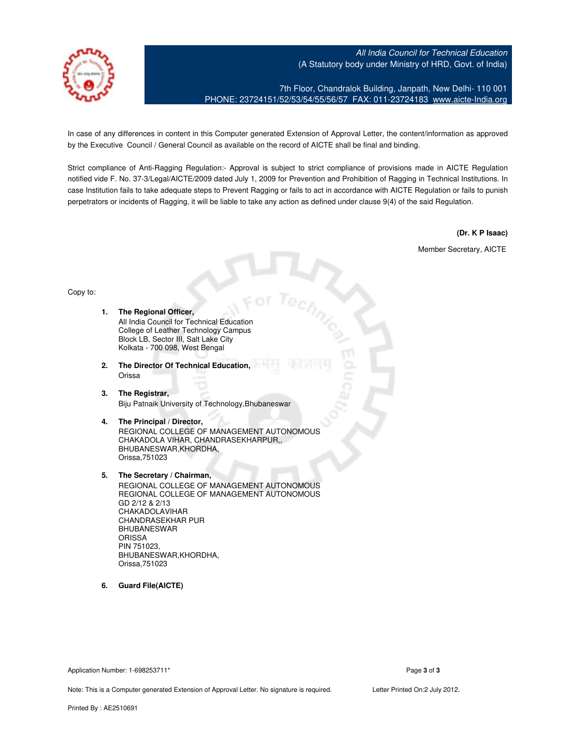*All India Council for Technical Education*
(A Statutory body under Ministry of HRD, Govt. of India)

7th Floor, Chandralok Building, Janpath, New Delhi- 110 001
PHONE: 23724151/52/53/54/55/56/57 FAX: 011-23724183 www.aicte-India.org

In case of any differences in content in this Computer generated Extension of Approval Letter, the content/information as approved by the Executive Council / General Council as available on the record of AICTE shall be final and binding.

Strict compliance of Anti-Ragging Regulation:- Approval is subject to strict compliance of provisions made in AICTE Regulation notified vide F. No. 37-3/Legal/AICTE/2009 dated July 1, 2009 for Prevention and Prohibition of Ragging in Technical Institutions. In case Institution fails to take adequate steps to Prevent Ragging or fails to act in accordance with AICTE Regulation or fails to punish perpetrators or incidents of Ragging, it will be liable to take any action as defined under clause 9(4) of the said Regulation.

**(Dr. K P Isaac)**

Member Secretary, AICTE

Copy to:

1. **The Regional Officer,**
   All India Council for Technical Education
   College of Leather Technology Campus
   Block LB, Sector III, Salt Lake City
   Kolkata - 700 098, West Bengal

2. **The Director Of Technical Education,**
   Orissa

3. **The Registrar,**
   Biju Patnaik University of Technology,Bhubaneswar

4. **The Principal / Director,**
   REGIONAL COLLEGE OF MANAGEMENT AUTONOMOUS
   CHAKADOLA VIHAR, CHANDRASEKHARPUR,,
   BHUBANESWAR,KHORDHA,
   Orissa,751023

5. **The Secretary / Chairman,**
   REGIONAL COLLEGE OF MANAGEMENT AUTONOMOUS
   REGIONAL COLLEGE OF MANAGEMENT AUTONOMOUS
   GD 2/12 & 2/13
   CHAKADOLAVIHAR
   CHANDRASEKHAR PUR
   BHUBANESWAR
   ORISSA
   PIN 751023,
   BHUBANESWAR,KHORDHA,
   Orissa,751023

6. **Guard File(AICTE)**

Application Number: 1-698253711*

Note: This is a Computer generated Extension of Approval Letter. No signature is required.

Letter Printed On:2 July 2012.

Printed By : AE2510691